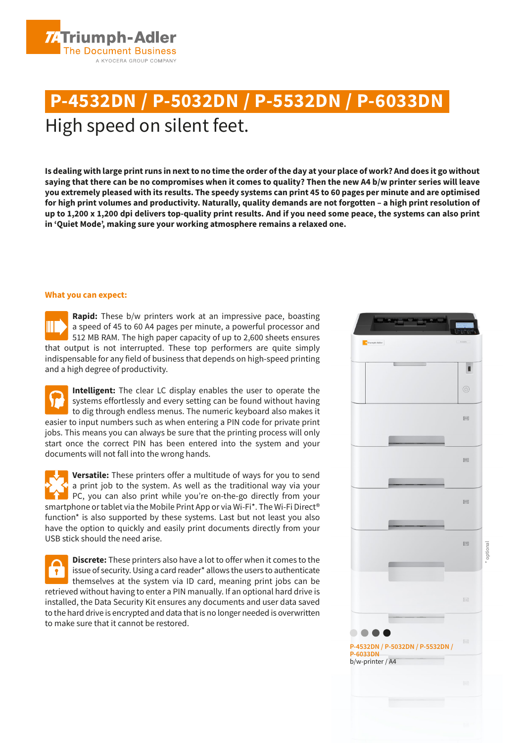Triumph-Adler
The Document Business
A KYOCERA GROUP COMPANY

# P-4532DN / P-5032DN / P-5532DN / P-6033DN

## High speed on silent feet.

**Is dealing with large print runs in next to no time the order of the day at your place of work? And does it go without saying that there can be no compromises when it comes to quality? Then the new A4 b/w printer series will leave you extremely pleased with its results. The speedy systems can print 45 to 60 pages per minute and are optimised for high print volumes and productivity. Naturally, quality demands are not forgotten – a high print resolution of up to 1,200 x 1,200 dpi delivers top-quality print results. And if you need some peace, the systems can also print in 'Quiet Mode', making sure your working atmosphere remains a relaxed one.**

### What you can expect:

**Rapid:** These b/w printers work at an impressive pace, boasting a speed of 45 to 60 A4 pages per minute, a powerful processor and 512 MB RAM. The high paper capacity of up to 2,600 sheets ensures that output is not interrupted. These top performers are quite simply indispensable for any field of business that depends on high-speed printing and a high degree of productivity.

**Intelligent:** The clear LC display enables the user to operate the systems effortlessly and every setting can be found without having to dig through endless menus. The numeric keyboard also makes it easier to input numbers such as when entering a PIN code for private print jobs. This means you can always be sure that the printing process will only start once the correct PIN has been entered into the system and your documents will not fall into the wrong hands.

**Versatile:** These printers offer a multitude of ways for you to send a print job to the system. As well as the traditional way via your PC, you can also print while you're on-the-go directly from your smartphone or tablet via the Mobile Print App or via Wi-Fi*. The Wi-Fi Direct® function* is also supported by these systems. Last but not least you also have the option to quickly and easily print documents directly from your USB stick should the need arise.

**Discrete:** These printers also have a lot to offer when it comes to the issue of security. Using a card reader* allows the users to authenticate themselves at the system via ID card, meaning print jobs can be retrieved without having to enter a PIN manually. If an optional hard drive is installed, the Data Security Kit ensures any documents and user data saved to the hard drive is encrypted and data that is no longer needed is overwritten to make sure that it cannot be restored.

P-4532DN / P-5032DN / P-5532DN / P-6033DN
b/w-printer / A4

\* optional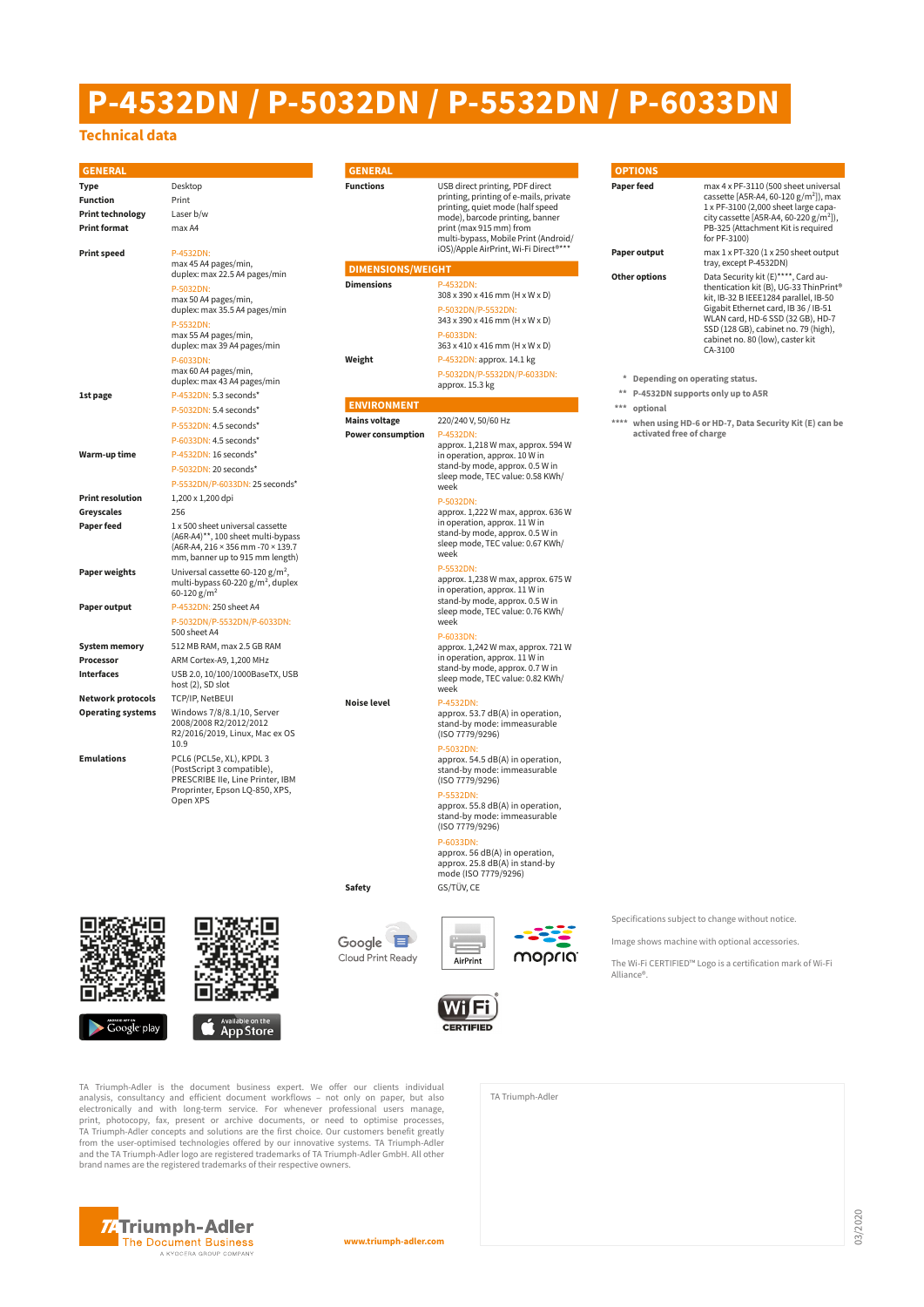# P-4532DN / P-5032DN / P-5532DN / P-6033DN

## Technical data

### GENERAL

| | |
|---|---|
| **Type** | Desktop |
| **Function** | Print |
| **Print technology** | Laser b/w |
| **Print format** | max A4 |
| **Print speed** | P-4532DN: max 45 A4 pages/min, duplex: max 22.5 A4 pages/min<br>P-5032DN: max 50 A4 pages/min, duplex: max 35.5 A4 pages/min<br>P-5532DN: max 55 A4 pages/min, duplex: max 39 A4 pages/min<br>P-6033DN: max 60 A4 pages/min, duplex: max 43 A4 pages/min |
| **1st page** | P-4532DN: 5.3 seconds*<br>P-5032DN: 5.4 seconds*<br>P-5532DN: 4.5 seconds*<br>P-6033DN: 4.5 seconds* |
| **Warm-up time** | P-4532DN: 16 seconds*<br>P-5032DN: 20 seconds*<br>P-5532DN/P-6033DN: 25 seconds* |
| **Print resolution** | 1,200 x 1,200 dpi |
| **Greyscales** | 256 |
| **Paper feed** | 1 x 500 sheet universal cassette (A6R-A4)**, 100 sheet multi-bypass (A6R-A4, 216 × 356 mm -70 × 139.7 mm, banner up to 915 mm length) |
| **Paper weights** | Universal cassette 60-120 g/m², multi-bypass 60-220 g/m², duplex 60-120 g/m² |
| **Paper output** | P-4532DN: 250 sheet A4<br>P-5032DN/P-5532DN/P-6033DN: 500 sheet A4 |
| **System memory** | 512 MB RAM, max 2.5 GB RAM |
| **Processor** | ARM Cortex-A9, 1,200 MHz |
| **Interfaces** | USB 2.0, 10/100/1000BaseTX, USB host (2), SD slot |
| **Network protocols** | TCP/IP, NetBEUI |
| **Operating systems** | Windows 7/8/8.1/10, Server 2008/2008 R2/2012/2012 R2/2016/2019, Linux, Mac ex OS 10.9 |
| **Emulations** | PCL6 (PCL5e, XL), KPDL 3 (PostScript 3 compatible), PRESCRIBE IIe, Line Printer, IBM Proprinter, Epson LQ-850, XPS, Open XPS |

### GENERAL

| | |
|---|---|
| **Functions** | USB direct printing, PDF direct printing, printing of e-mails, private printing, quiet mode (half speed mode), barcode printing, banner print (max 915 mm) from multi-bypass, Mobile Print (Android/iOS)/Apple AirPrint, Wi-Fi Direct*** |

### DIMENSIONS/WEIGHT

| | |
|---|---|
| **Dimensions** | P-4532DN: 308 x 390 x 416 mm (H x W x D)<br>P-5032DN/P-5532DN: 343 x 390 x 416 mm (H x W x D)<br>P-6033DN: 363 x 410 x 416 mm (H x W x D) |
| **Weight** | P-4532DN: approx. 14.1 kg<br>P-5032DN/P-5532DN/P-6033DN: approx. 15.3 kg |

### ENVIRONMENT

| | |
|---|---|
| **Mains voltage** | 220/240 V, 50/60 Hz |
| **Power consumption** | P-4532DN: approx. 1,218 W max, approx. 594 W in operation, approx. 10 W in stand-by mode, approx. 0.5 W in sleep mode, TEC value: 0.58 KWh/week<br>P-5032DN: approx. 1,222 W max, approx. 636 W in operation, approx. 11 W in stand-by mode, approx. 0.5 W in sleep mode, TEC value: 0.67 KWh/week<br>P-5532DN: approx. 1,238 W max, approx. 675 W in operation, approx. 11 W in stand-by mode, approx. 0.5 W in sleep mode, TEC value: 0.76 KWh/week<br>P-6033DN: approx. 1,242 W max, approx. 721 W in operation, approx. 11 W in stand-by mode, approx. 0.7 W in sleep mode, TEC value: 0.82 KWh/week |
| **Noise level** | P-4532DN: approx. 53.7 dB(A) in operation, stand-by mode: immeasurable (ISO 7779/9296)<br>P-5032DN: approx. 54.5 dB(A) in operation, stand-by mode: immeasurable (ISO 7779/9296)<br>P-5532DN: approx. 55.8 dB(A) in operation, stand-by mode: immeasurable (ISO 7779/9296)<br>P-6033DN: approx. 56 dB(A) in operation, approx. 25.8 dB(A) in stand-by mode (ISO 7779/9296) |
| **Safety** | GS/TÜV, CE |

### OPTIONS

| | |
|---|---|
| **Paper feed** | max 4 x PF-3110 (500 sheet universal cassette [A5R-A4, 60-120 g/m²]), max 1 x PF-3100 (2,000 sheet large capacity cassette [A5R-A4, 60-220 g/m²]), PB-325 (Attachment Kit is required for PF-3100) |
| **Paper output** | max 1 x PT-320 (1 x 250 sheet output tray, except P-4532DN) |
| **Other options** | Data Security kit (E)****, Card authentication kit (B), UG-33 ThinPrint® kit, IB-32 B IEEE1284 parallel, IB-50 Gigabit Ethernet card, IB 36 / IB-51 WLAN card, HD-6 SSD (32 GB), HD-7 SSD (128 GB), cabinet no. 79 (high), cabinet no. 80 (low), caster kit CA-3100 |

\* Depending on operating status.
\** P-4532DN supports only up to A5R
\*** optional
\**** when using HD-6 or HD-7, Data Security Kit (E) can be activated free of charge

Google Cloud Print Ready

AirPrint

mopria

Wi-Fi CERTIFIED

Specifications subject to change without notice.

Image shows machine with optional accessories.

The Wi-Fi CERTIFIED™ Logo is a certification mark of Wi-Fi Alliance®.

TA Triumph-Adler is the document business expert. We offer our clients individual analysis, consultancy and efficient document workflows – not only on paper, but also electronically and with long-term service. For whenever professional users manage, print, photocopy, fax, present or archive documents, or need to optimise processes, TA Triumph-Adler concepts and solutions are the first choice. Our customers benefit greatly from the user-optimised technologies offered by our innovative systems. TA Triumph-Adler and the TA Triumph-Adler logo are registered trademarks of TA Triumph-Adler GmbH. All other brand names are the registered trademarks of their respective owners.

TA Triumph-Adler

TA Triumph-Adler – The Document Business – A KYOCERA GROUP COMPANY

www.triumph-adler.com

03/2020